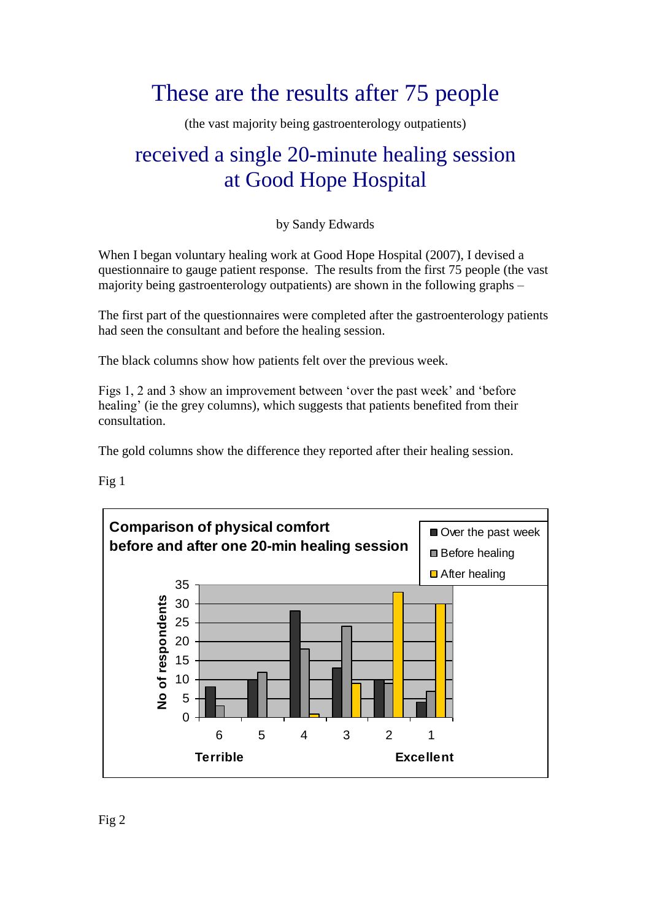# These are the results after 75 people

(the vast majority being gastroenterology outpatients)

# received a single 20-minute healing session at Good Hope Hospital

by Sandy Edwards

When I began voluntary healing work at Good Hope Hospital (2007), I devised a questionnaire to gauge patient response. The results from the first 75 people (the vast majority being gastroenterology outpatients) are shown in the following graphs –

The first part of the questionnaires were completed after the gastroenterology patients had seen the consultant and before the healing session.

The black columns show how patients felt over the previous week.

Figs 1, 2 and 3 show an improvement between 'over the past week' and 'before healing' (ie the grey columns), which suggests that patients benefited from their consultation.

The gold columns show the difference they reported after their healing session.

Fig 1

**Comparison of physical comfort before and after one 20-min healing session**

| Rating | Over the past week | Before healing | After healing |
|---|---|---|---|
| 6 (Terrible) | 8 | 3 | 0 |
| 5 | 10 | 12 | 0 |
| 4 | 28 | 18 | 1 |
| 3 | 13 | 24 | 9 |
| 2 | 10 | 9 | 33 |
| 1 (Excellent) | 4 | 7 | 30 |

Fig 2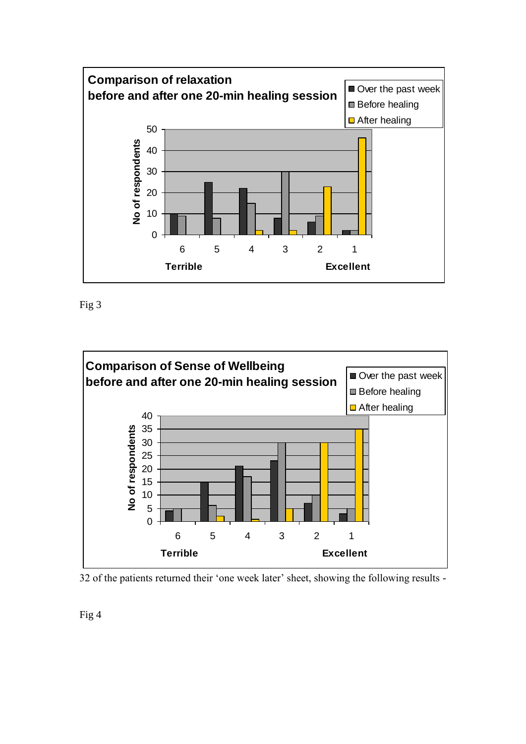**Comparison of relaxation before and after one 20-min healing session**

| Rating | Over the past week | Before healing | After healing |
|---|---|---|---|
| 6 (Terrible) | 10 | 9 | |
| 5 | 25 | 8 | |
| 4 | 22 | 15 | 2 |
| 3 | 8 | 30 | 2 |
| 2 | 6 | 9 | 23 |
| 1 (Excellent) | 2 | 2 | 46 |

Fig 3

**Comparison of Sense of Wellbeing before and after one 20-min healing session**

| Rating | Over the past week | Before healing | After healing |
|---|---|---|---|
| 6 (Terrible) | 4 | 5 | |
| 5 | 15 | 6 | 2 |
| 4 | 21 | 17 | 1 |
| 3 | 23 | 30 | 5 |
| 2 | 7 | 10 | 30 |
| 1 (Excellent) | 3 | 5 | 35 |

32 of the patients returned their 'one week later' sheet, showing the following results -

Fig 4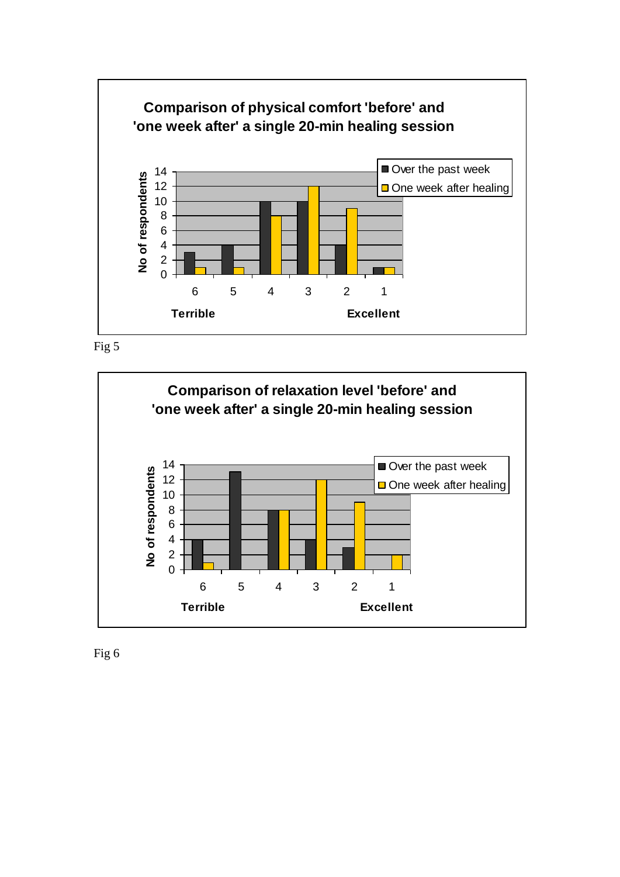**Comparison of physical comfort 'before' and 'one week after' a single 20-min healing session**

| Rating | Over the past week | One week after healing |
|---|---|---|
| 6 (Terrible) | 3 | 1 |
| 5 | 4 | 1 |
| 4 | 10 | 8 |
| 3 | 10 | 12 |
| 2 | 4 | 9 |
| 1 (Excellent) | 1 | 1 |

Fig 5

**Comparison of relaxation level 'before' and 'one week after' a single 20-min healing session**

| Rating | Over the past week | One week after healing |
|---|---|---|
| 6 (Terrible) | 4 | 1 |
| 5 | 13 | 0 |
| 4 | 8 | 8 |
| 3 | 4 | 12 |
| 2 | 3 | 9 |
| 1 (Excellent) | 0 | 2 |

Fig 6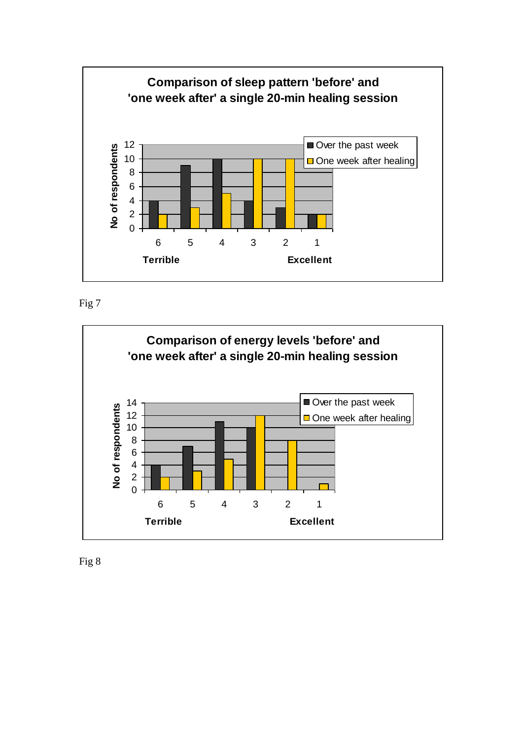**Comparison of sleep pattern 'before' and 'one week after' a single 20-min healing session**

| No of respondents | 6 (Terrible) | 5 | 4 | 3 | 2 | 1 (Excellent) |
|---|---|---|---|---|---|---|
| Over the past week | 4 | 9 | 10 | 4 | 3 | 2 |
| One week after healing | 2 | 3 | 5 | 10 | 10 | 2 |

Fig 7

**Comparison of energy levels 'before' and 'one week after' a single 20-min healing session**

| No of respondents | 6 (Terrible) | 5 | 4 | 3 | 2 | 1 (Excellent) |
|---|---|---|---|---|---|---|
| Over the past week | 4 | 7 | 11 | 10 | 0 | 0 |
| One week after healing | 2 | 3 | 5 | 12 | 8 | 1 |

Fig 8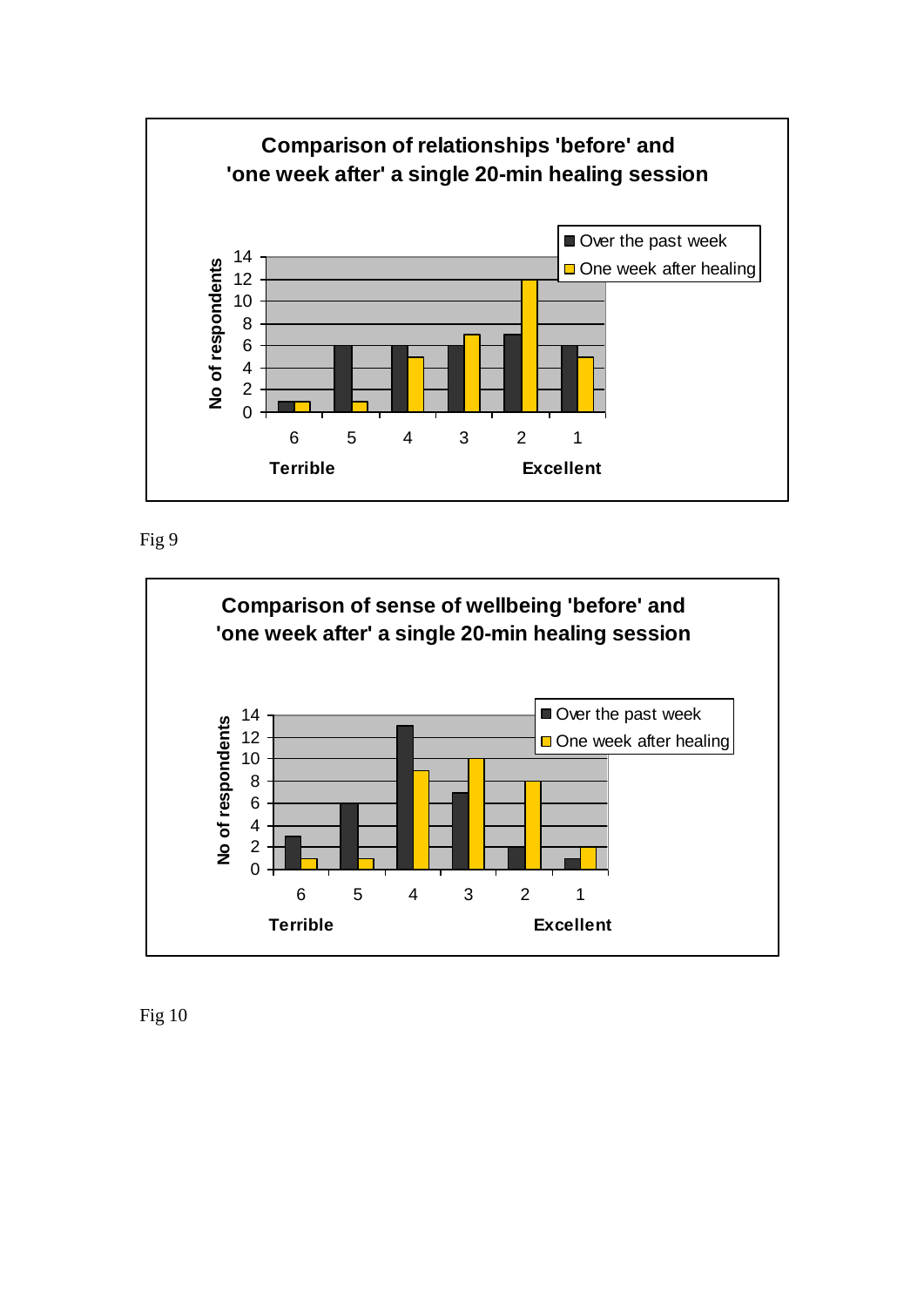**Comparison of relationships 'before' and 'one week after' a single 20-min healing session**

| Rating | Over the past week | One week after healing |
|---|---|---|
| 6 (Terrible) | 1 | 1 |
| 5 | 6 | 1 |
| 4 | 6 | 5 |
| 3 | 6 | 7 |
| 2 | 7 | 12 |
| 1 (Excellent) | 6 | 5 |

Fig 9

**Comparison of sense of wellbeing 'before' and 'one week after' a single 20-min healing session**

| Rating | Over the past week | One week after healing |
|---|---|---|
| 6 (Terrible) | 3 | 1 |
| 5 | 6 | 1 |
| 4 | 13 | 9 |
| 3 | 7 | 10 |
| 2 | 2 | 8 |
| 1 (Excellent) | 1 | 2 |

Fig 10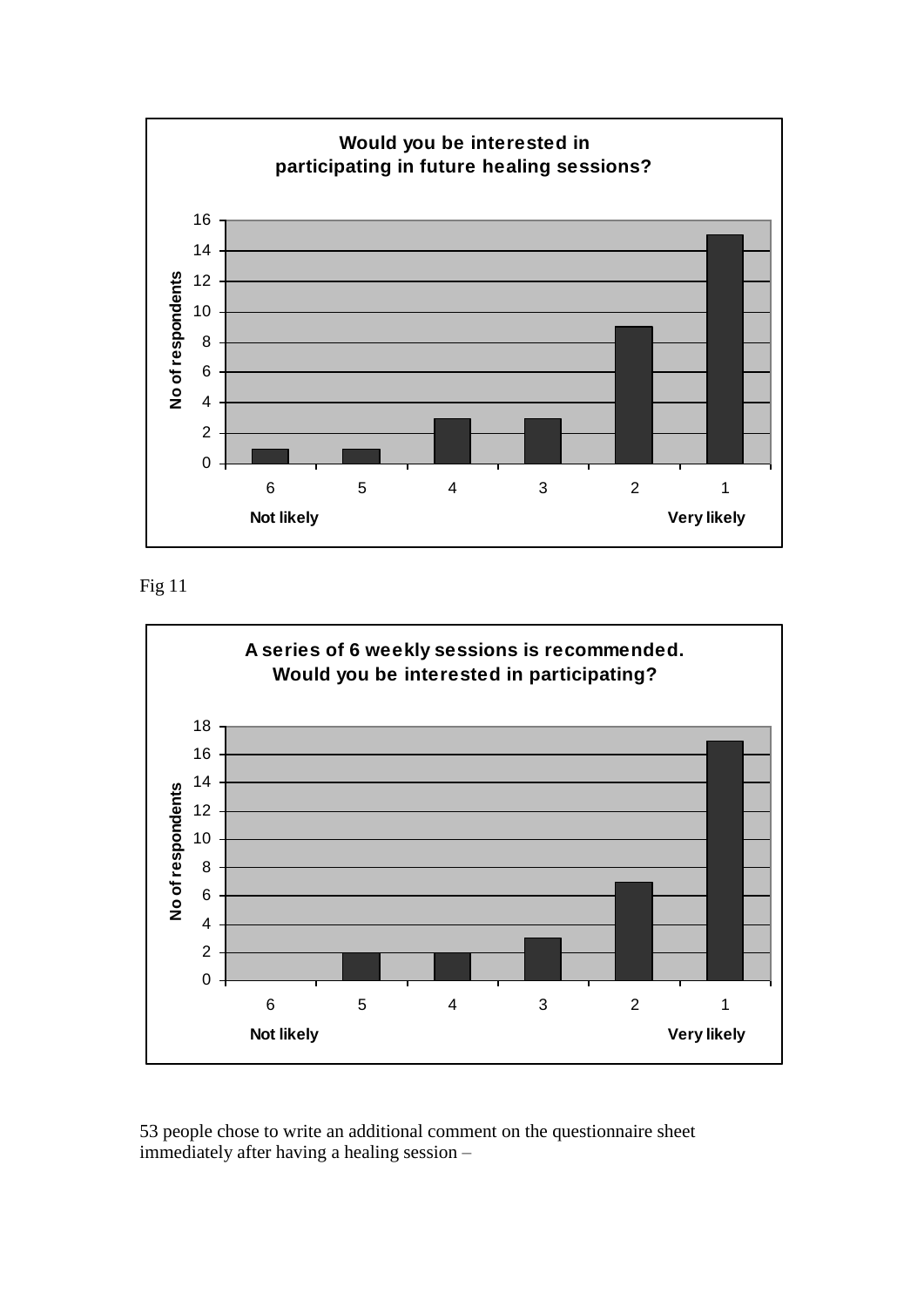**Would you be interested in participating in future healing sessions?**

| Response (6 = Not likely, 1 = Very likely) | No of respondents |
|---|---|
| 6 | 1 |
| 5 | 1 |
| 4 | 3 |
| 3 | 3 |
| 2 | 9 |
| 1 | 15 |

Fig 11

**A series of 6 weekly sessions is recommended. Would you be interested in participating?**

| Response (6 = Not likely, 1 = Very likely) | No of respondents |
|---|---|
| 6 | 0 |
| 5 | 2 |
| 4 | 2 |
| 3 | 3 |
| 2 | 7 |
| 1 | 17 |

53 people chose to write an additional comment on the questionnaire sheet immediately after having a healing session –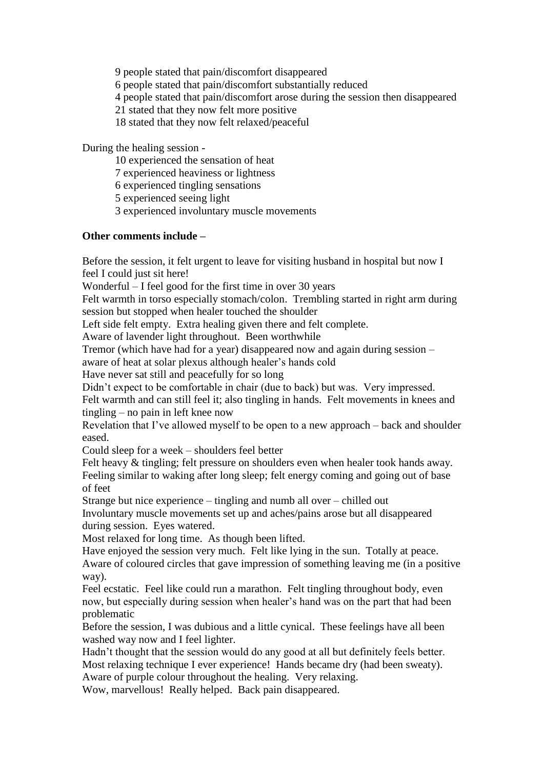9 people stated that pain/discomfort disappeared
6 people stated that pain/discomfort substantially reduced
4 people stated that pain/discomfort arose during the session then disappeared
21 stated that they now felt more positive
18 stated that they now felt relaxed/peaceful

During the healing session -

10 experienced the sensation of heat
7 experienced heaviness or lightness
6 experienced tingling sensations
5 experienced seeing light
3 experienced involuntary muscle movements

**Other comments include –**

Before the session, it felt urgent to leave for visiting husband in hospital but now I feel I could just sit here!
Wonderful – I feel good for the first time in over 30 years
Felt warmth in torso especially stomach/colon. Trembling started in right arm during session but stopped when healer touched the shoulder
Left side felt empty. Extra healing given there and felt complete.
Aware of lavender light throughout. Been worthwhile
Tremor (which have had for a year) disappeared now and again during session – aware of heat at solar plexus although healer's hands cold
Have never sat still and peacefully for so long
Didn't expect to be comfortable in chair (due to back) but was. Very impressed.
Felt warmth and can still feel it; also tingling in hands. Felt movements in knees and tingling – no pain in left knee now
Revelation that I've allowed myself to be open to a new approach – back and shoulder eased.
Could sleep for a week – shoulders feel better
Felt heavy & tingling; felt pressure on shoulders even when healer took hands away.
Feeling similar to waking after long sleep; felt energy coming and going out of base of feet
Strange but nice experience – tingling and numb all over – chilled out
Involuntary muscle movements set up and aches/pains arose but all disappeared during session. Eyes watered.
Most relaxed for long time. As though been lifted.
Have enjoyed the session very much. Felt like lying in the sun. Totally at peace.
Aware of coloured circles that gave impression of something leaving me (in a positive way).
Feel ecstatic. Feel like could run a marathon. Felt tingling throughout body, even now, but especially during session when healer's hand was on the part that had been problematic
Before the session, I was dubious and a little cynical. These feelings have all been washed way now and I feel lighter.
Hadn't thought that the session would do any good at all but definitely feels better.
Most relaxing technique I ever experience! Hands became dry (had been sweaty).
Aware of purple colour throughout the healing. Very relaxing.
Wow, marvellous! Really helped. Back pain disappeared.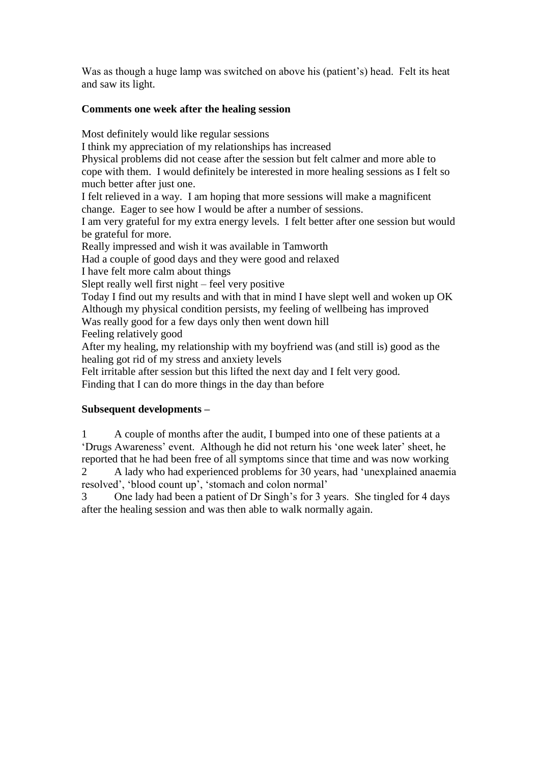Was as though a huge lamp was switched on above his (patient's) head. Felt its heat and saw its light.

**Comments one week after the healing session**

Most definitely would like regular sessions
I think my appreciation of my relationships has increased
Physical problems did not cease after the session but felt calmer and more able to cope with them. I would definitely be interested in more healing sessions as I felt so much better after just one.
I felt relieved in a way. I am hoping that more sessions will make a magnificent change. Eager to see how I would be after a number of sessions.
I am very grateful for my extra energy levels. I felt better after one session but would be grateful for more.
Really impressed and wish it was available in Tamworth
Had a couple of good days and they were good and relaxed
I have felt more calm about things
Slept really well first night – feel very positive
Today I find out my results and with that in mind I have slept well and woken up OK
Although my physical condition persists, my feeling of wellbeing has improved
Was really good for a few days only then went down hill
Feeling relatively good
After my healing, my relationship with my boyfriend was (and still is) good as the healing got rid of my stress and anxiety levels
Felt irritable after session but this lifted the next day and I felt very good.
Finding that I can do more things in the day than before

**Subsequent developments –**

1. A couple of months after the audit, I bumped into one of these patients at a 'Drugs Awareness' event. Although he did not return his 'one week later' sheet, he reported that he had been free of all symptoms since that time and was now working
2. A lady who had experienced problems for 30 years, had 'unexplained anaemia resolved', 'blood count up', 'stomach and colon normal'
3. One lady had been a patient of Dr Singh's for 3 years. She tingled for 4 days after the healing session and was then able to walk normally again.